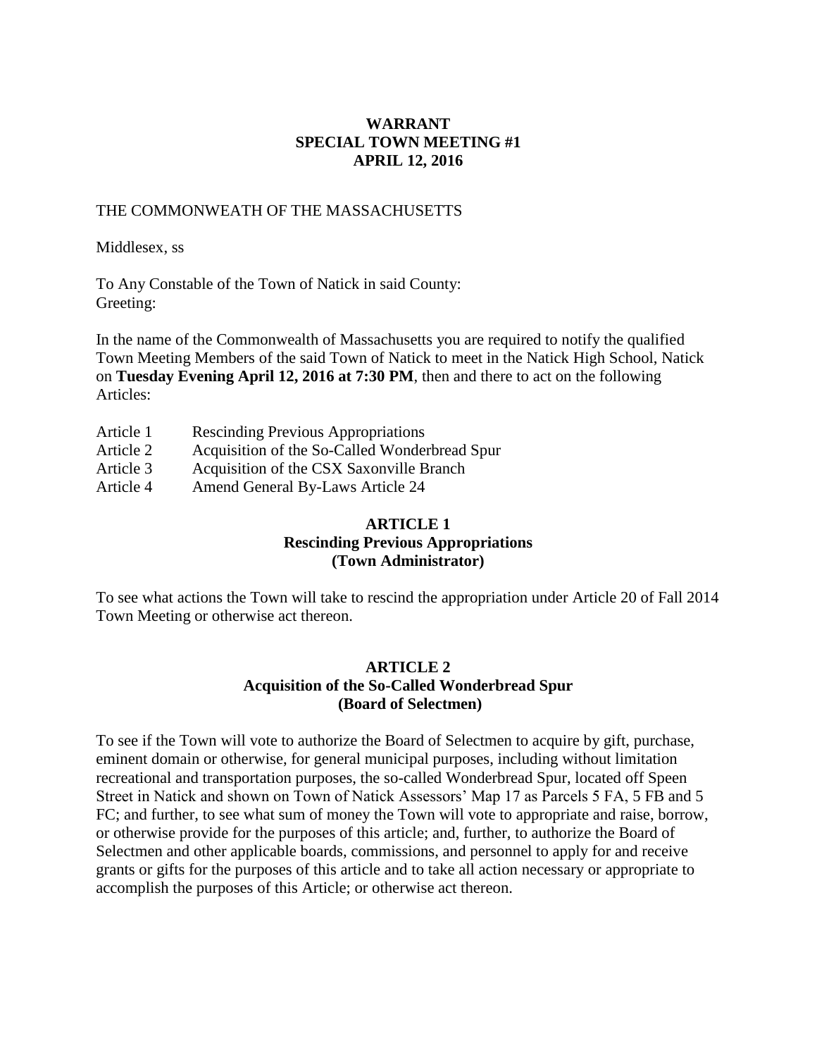# WARRANT
## SPECIAL TOWN MEETING #1
## APRIL 12, 2016

THE COMMONWEATH OF THE MASSACHUSETTS

Middlesex, ss

To Any Constable of the Town of Natick in said County:
Greeting:

In the name of the Commonwealth of Massachusetts you are required to notify the qualified Town Meeting Members of the said Town of Natick to meet in the Natick High School, Natick on **Tuesday Evening April 12, 2016 at 7:30 PM**, then and there to act on the following Articles:

| | |
|---|---|
| Article 1 | Rescinding Previous Appropriations |
| Article 2 | Acquisition of the So-Called Wonderbread Spur |
| Article 3 | Acquisition of the CSX Saxonville Branch |
| Article 4 | Amend General By-Laws Article 24 |

### ARTICLE 1
### Rescinding Previous Appropriations
### (Town Administrator)

To see what actions the Town will take to rescind the appropriation under Article 20 of Fall 2014 Town Meeting or otherwise act thereon.

### ARTICLE 2
### Acquisition of the So-Called Wonderbread Spur
### (Board of Selectmen)

To see if the Town will vote to authorize the Board of Selectmen to acquire by gift, purchase, eminent domain or otherwise, for general municipal purposes, including without limitation recreational and transportation purposes, the so-called Wonderbread Spur, located off Speen Street in Natick and shown on Town of Natick Assessors' Map 17 as Parcels 5 FA, 5 FB and 5 FC; and further, to see what sum of money the Town will vote to appropriate and raise, borrow, or otherwise provide for the purposes of this article; and, further, to authorize the Board of Selectmen and other applicable boards, commissions, and personnel to apply for and receive grants or gifts for the purposes of this article and to take all action necessary or appropriate to accomplish the purposes of this Article; or otherwise act thereon.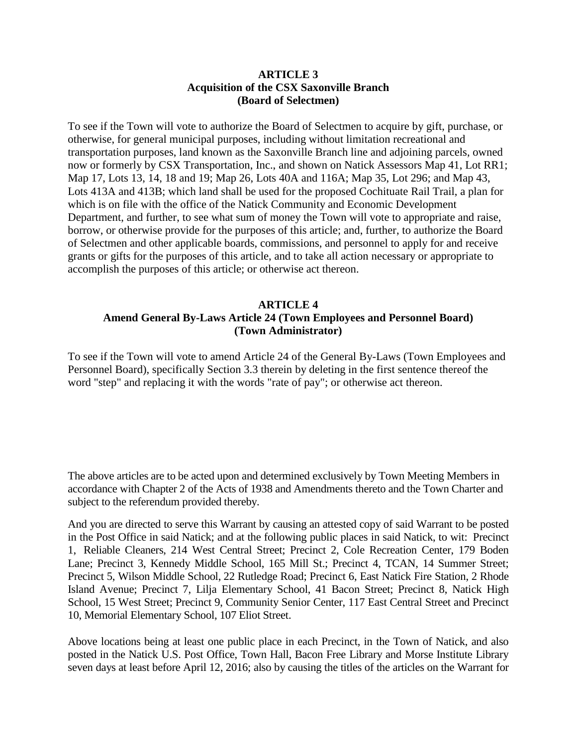**ARTICLE 3**
**Acquisition of the CSX Saxonville Branch**
**(Board of Selectmen)**

To see if the Town will vote to authorize the Board of Selectmen to acquire by gift, purchase, or otherwise, for general municipal purposes, including without limitation recreational and transportation purposes, land known as the Saxonville Branch line and adjoining parcels, owned now or formerly by CSX Transportation, Inc., and shown on Natick Assessors Map 41, Lot RR1; Map 17, Lots 13, 14, 18 and 19; Map 26, Lots 40A and 116A; Map 35, Lot 296; and Map 43, Lots 413A and 413B; which land shall be used for the proposed Cochituate Rail Trail, a plan for which is on file with the office of the Natick Community and Economic Development Department, and further, to see what sum of money the Town will vote to appropriate and raise, borrow, or otherwise provide for the purposes of this article; and, further, to authorize the Board of Selectmen and other applicable boards, commissions, and personnel to apply for and receive grants or gifts for the purposes of this article, and to take all action necessary or appropriate to accomplish the purposes of this article; or otherwise act thereon.

**ARTICLE 4**
**Amend General By-Laws Article 24 (Town Employees and Personnel Board)**
**(Town Administrator)**

To see if the Town will vote to amend Article 24 of the General By-Laws (Town Employees and Personnel Board), specifically Section 3.3 therein by deleting in the first sentence thereof the word "step" and replacing it with the words "rate of pay"; or otherwise act thereon.

The above articles are to be acted upon and determined exclusively by Town Meeting Members in accordance with Chapter 2 of the Acts of 1938 and Amendments thereto and the Town Charter and subject to the referendum provided thereby.

And you are directed to serve this Warrant by causing an attested copy of said Warrant to be posted in the Post Office in said Natick; and at the following public places in said Natick, to wit: Precinct 1, Reliable Cleaners, 214 West Central Street; Precinct 2, Cole Recreation Center, 179 Boden Lane; Precinct 3, Kennedy Middle School, 165 Mill St.; Precinct 4, TCAN, 14 Summer Street; Precinct 5, Wilson Middle School, 22 Rutledge Road; Precinct 6, East Natick Fire Station, 2 Rhode Island Avenue; Precinct 7, Lilja Elementary School, 41 Bacon Street; Precinct 8, Natick High School, 15 West Street; Precinct 9, Community Senior Center, 117 East Central Street and Precinct 10, Memorial Elementary School, 107 Eliot Street.

Above locations being at least one public place in each Precinct, in the Town of Natick, and also posted in the Natick U.S. Post Office, Town Hall, Bacon Free Library and Morse Institute Library seven days at least before April 12, 2016; also by causing the titles of the articles on the Warrant for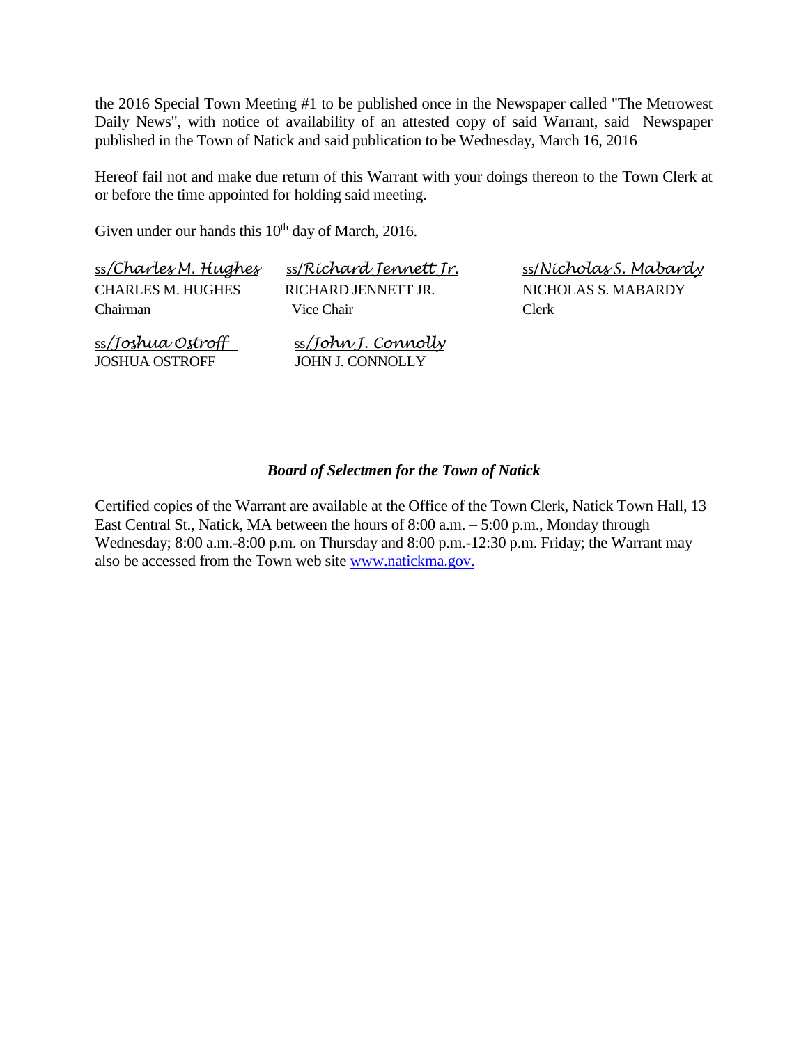the 2016 Special Town Meeting #1 to be published once in the Newspaper called "The Metrowest Daily News", with notice of availability of an attested copy of said Warrant, said Newspaper published in the Town of Natick and said publication to be Wednesday, March 16, 2016

Hereof fail not and make due return of this Warrant with your doings thereon to the Town Clerk at or before the time appointed for holding said meeting.

Given under our hands this 10th day of March, 2016.

| | | |
|---|---|---|
| ss/*Charles M. Hughes* | ss/*Richard Jennett Jr.* | ss/*Nicholas S. Mabardy* |
| CHARLES M. HUGHES | RICHARD JENNETT JR. | NICHOLAS S. MABARDY |
| Chairman | Vice Chair | Clerk |
| ss/*Joshua Ostroff* | ss/*John J. Connolly* | |
| JOSHUA OSTROFF | JOHN J. CONNOLLY | |

***Board of Selectmen for the Town of Natick***

Certified copies of the Warrant are available at the Office of the Town Clerk, Natick Town Hall, 13 East Central St., Natick, MA between the hours of 8:00 a.m. – 5:00 p.m., Monday through Wednesday; 8:00 a.m.-8:00 p.m. on Thursday and 8:00 p.m.-12:30 p.m. Friday; the Warrant may also be accessed from the Town web site www.natickma.gov.